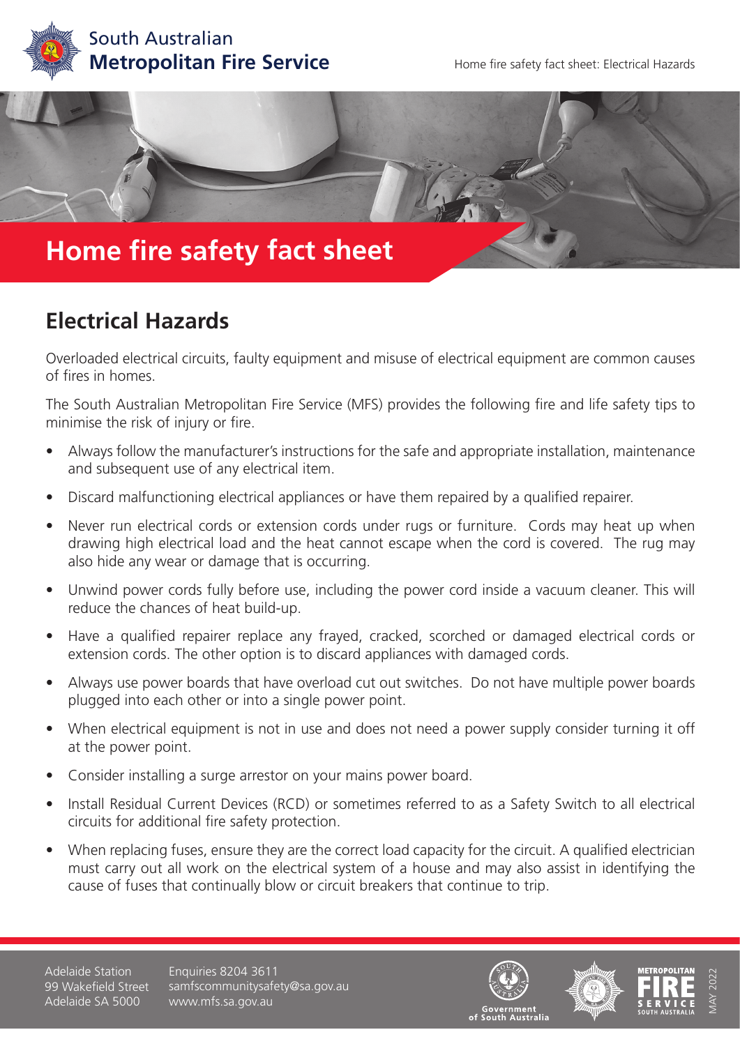# Home fire safety fact sheet

## Electrical Hazards

Overloaded electrical circuits, faulty equipment and misuse of electrical equipment are common causes of fires in homes.

The South Australian Metropolitan Fire Service (MFS) provides the following fire and life safety tips to minimise the risk of injury or fire.

- Always follow the manufacturer's instructions for the safe and appropriate installation, maintenance and subsequent use of any electrical item.
- Discard malfunctioning electrical appliances or have them repaired by a qualified repairer.
- Never run electrical cords or extension cords under rugs or furniture. Cords may heat up when drawing high electrical load and the heat cannot escape when the cord is covered. The rug may also hide any wear or damage that is occurring.
- Unwind power cords fully before use, including the power cord inside a vacuum cleaner. This will reduce the chances of heat build-up.
- Have a qualified repairer replace any frayed, cracked, scorched or damaged electrical cords or extension cords. The other option is to discard appliances with damaged cords.
- Always use power boards that have overload cut out switches. Do not have multiple power boards plugged into each other or into a single power point.
- When electrical equipment is not in use and does not need a power supply consider turning it off at the power point.
- Consider installing a surge arrestor on your mains power board.
- Install Residual Current Devices (RCD) or sometimes referred to as a Safety Switch to all electrical circuits for additional fire safety protection.
- When replacing fuses, ensure they are the correct load capacity for the circuit. A qualified electrician must carry out all work on the electrical system of a house and may also assist in identifying the cause of fuses that continually blow or circuit breakers that continue to trip.

Adelaide Station
99 Wakefield Street
Adelaide SA 5000

Enquiries 8204 3611
samfscommunitysafety@sa.gov.au
www.mfs.sa.gov.au

MAY 2022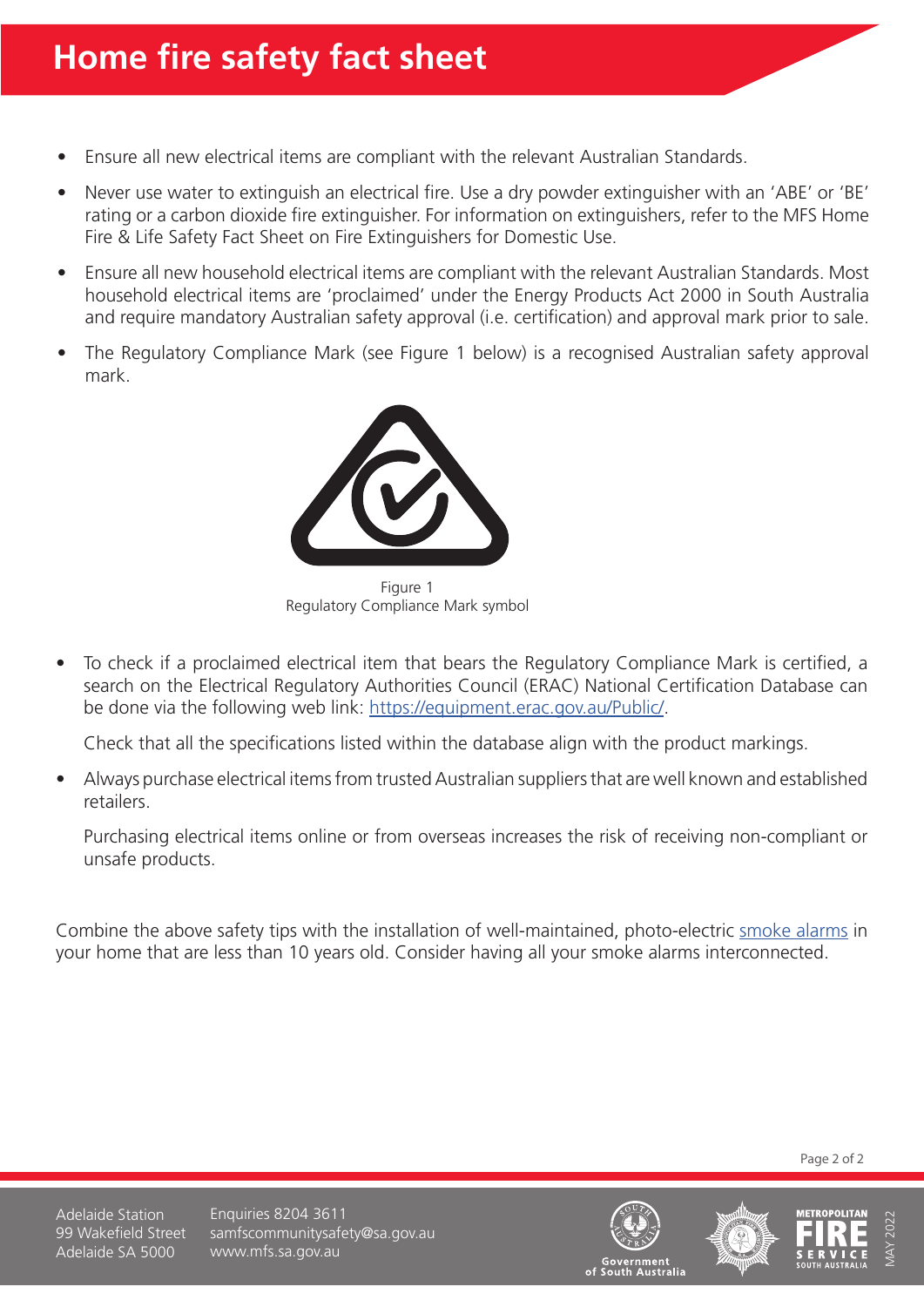# Home fire safety fact sheet

- Ensure all new electrical items are compliant with the relevant Australian Standards.
- Never use water to extinguish an electrical fire. Use a dry powder extinguisher with an 'ABE' or 'BE' rating or a carbon dioxide fire extinguisher. For information on extinguishers, refer to the MFS Home Fire & Life Safety Fact Sheet on Fire Extinguishers for Domestic Use.
- Ensure all new household electrical items are compliant with the relevant Australian Standards. Most household electrical items are 'proclaimed' under the Energy Products Act 2000 in South Australia and require mandatory Australian safety approval (i.e. certification) and approval mark prior to sale.
- The Regulatory Compliance Mark (see Figure 1 below) is a recognised Australian safety approval mark.

Figure 1
Regulatory Compliance Mark symbol

- To check if a proclaimed electrical item that bears the Regulatory Compliance Mark is certified, a search on the Electrical Regulatory Authorities Council (ERAC) National Certification Database can be done via the following web link: https://equipment.erac.gov.au/Public/.

  Check that all the specifications listed within the database align with the product markings.

- Always purchase electrical items from trusted Australian suppliers that are well known and established retailers.

  Purchasing electrical items online or from overseas increases the risk of receiving non-compliant or unsafe products.

Combine the above safety tips with the installation of well-maintained, photo-electric smoke alarms in your home that are less than 10 years old. Consider having all your smoke alarms interconnected.

Adelaide Station
99 Wakefield Street
Adelaide SA 5000

Enquiries 8204 3611
samfscommunitysafety@sa.gov.au
www.mfs.sa.gov.au

MAY 2022